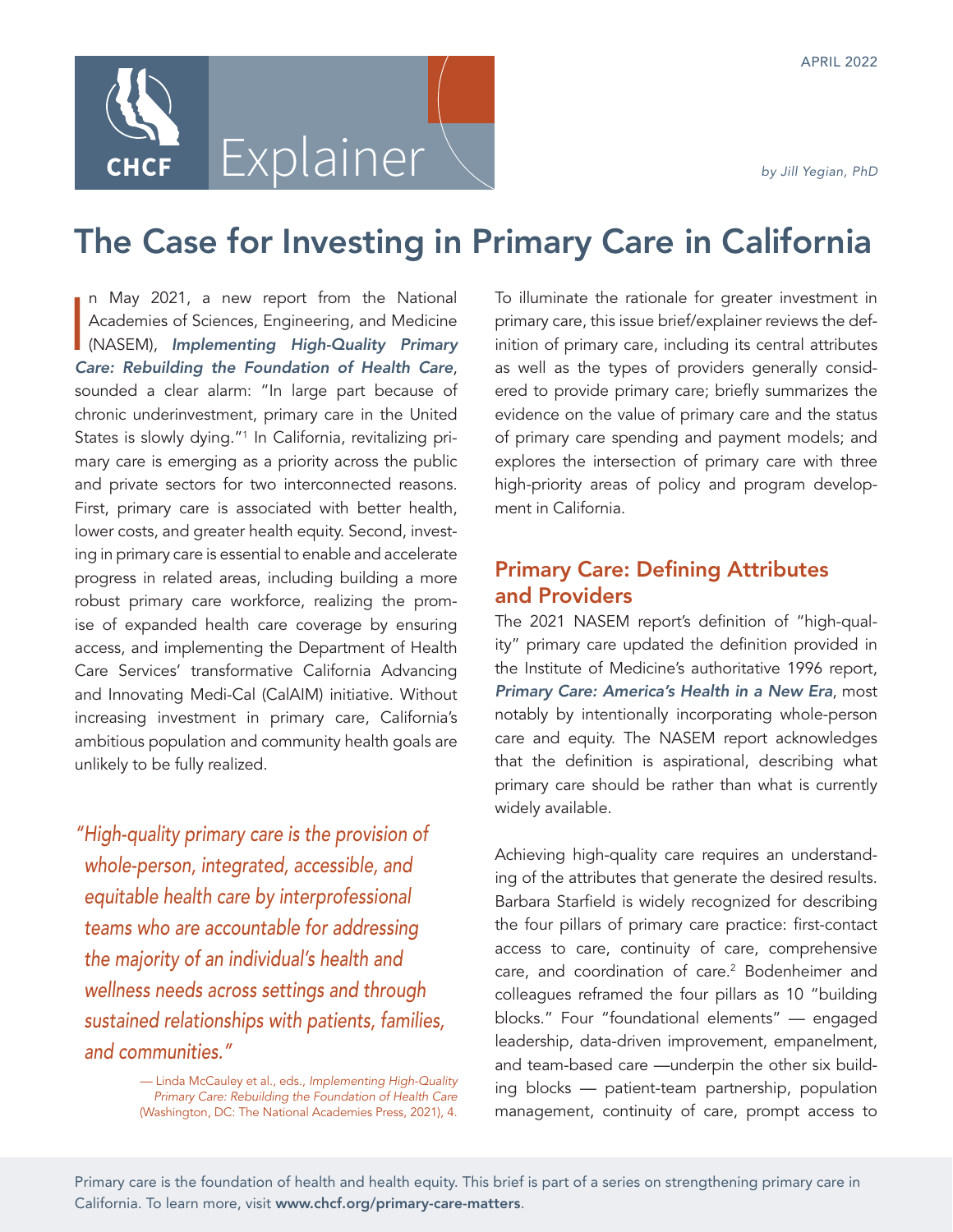APRIL 2022

CHCF Explainer

*by Jill Yegian, PhD*

# The Case for Investing in Primary Care in California

In May 2021, a new report from the National Academies of Sciences, Engineering, and Medicine (NASEM), ***Implementing High-Quality Primary Care: Rebuilding the Foundation of Health Care***, sounded a clear alarm: "In large part because of chronic underinvestment, primary care in the United States is slowly dying."[1] In California, revitalizing primary care is emerging as a priority across the public and private sectors for two interconnected reasons. First, primary care is associated with better health, lower costs, and greater health equity. Second, investing in primary care is essential to enable and accelerate progress in related areas, including building a more robust primary care workforce, realizing the promise of expanded health care coverage by ensuring access, and implementing the Department of Health Care Services' transformative California Advancing and Innovating Medi-Cal (CalAIM) initiative. Without increasing investment in primary care, California's ambitious population and community health goals are unlikely to be fully realized.

> *"High-quality primary care is the provision of whole-person, integrated, accessible, and equitable health care by interprofessional teams who are accountable for addressing the majority of an individual's health and wellness needs across settings and through sustained relationships with patients, families, and communities."*
>
> — Linda McCauley et al., eds., *Implementing High-Quality Primary Care: Rebuilding the Foundation of Health Care* (Washington, DC: The National Academies Press, 2021), 4.

To illuminate the rationale for greater investment in primary care, this issue brief/explainer reviews the definition of primary care, including its central attributes as well as the types of providers generally considered to provide primary care; briefly summarizes the evidence on the value of primary care and the status of primary care spending and payment models; and explores the intersection of primary care with three high-priority areas of policy and program development in California.

## Primary Care: Defining Attributes and Providers

The 2021 NASEM report's definition of "high-quality" primary care updated the definition provided in the Institute of Medicine's authoritative 1996 report, ***Primary Care: America's Health in a New Era***, most notably by intentionally incorporating whole-person care and equity. The NASEM report acknowledges that the definition is aspirational, describing what primary care should be rather than what is currently widely available.

Achieving high-quality care requires an understanding of the attributes that generate the desired results. Barbara Starfield is widely recognized for describing the four pillars of primary care practice: first-contact access to care, continuity of care, comprehensive care, and coordination of care.[2] Bodenheimer and colleagues reframed the four pillars as 10 "building blocks." Four "foundational elements" — engaged leadership, data-driven improvement, empanelment, and team-based care —underpin the other six building blocks — patient-team partnership, population management, continuity of care, prompt access to

Primary care is the foundation of health and health equity. This brief is part of a series on strengthening primary care in California. To learn more, visit **www.chcf.org/primary-care-matters**.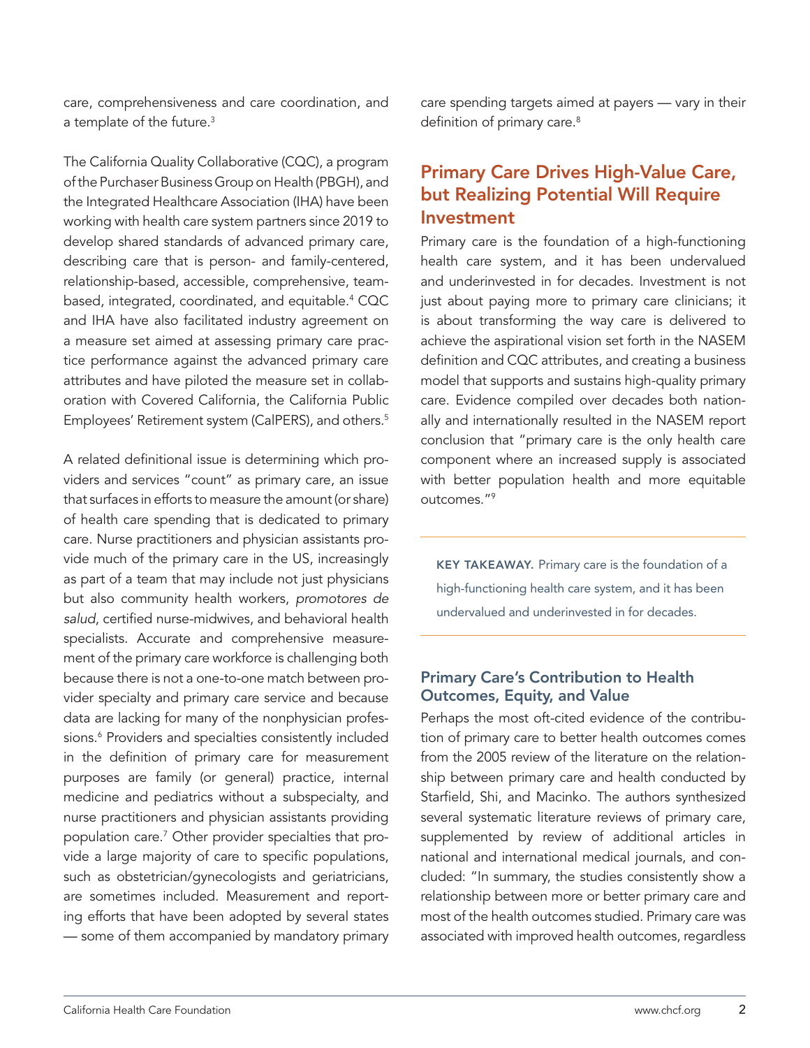care, comprehensiveness and care coordination, and a template of the future.[3]

The California Quality Collaborative (CQC), a program of the Purchaser Business Group on Health (PBGH), and the Integrated Healthcare Association (IHA) have been working with health care system partners since 2019 to develop shared standards of advanced primary care, describing care that is person- and family-centered, relationship-based, accessible, comprehensive, team-based, integrated, coordinated, and equitable.[4] CQC and IHA have also facilitated industry agreement on a measure set aimed at assessing primary care practice performance against the advanced primary care attributes and have piloted the measure set in collaboration with Covered California, the California Public Employees' Retirement system (CalPERS), and others.[5]

A related definitional issue is determining which providers and services "count" as primary care, an issue that surfaces in efforts to measure the amount (or share) of health care spending that is dedicated to primary care. Nurse practitioners and physician assistants provide much of the primary care in the US, increasingly as part of a team that may include not just physicians but also community health workers, *promotores de salud*, certified nurse-midwives, and behavioral health specialists. Accurate and comprehensive measurement of the primary care workforce is challenging both because there is not a one-to-one match between provider specialty and primary care service and because data are lacking for many of the nonphysician professions.[6] Providers and specialties consistently included in the definition of primary care for measurement purposes are family (or general) practice, internal medicine and pediatrics without a subspecialty, and nurse practitioners and physician assistants providing population care.[7] Other provider specialties that provide a large majority of care to specific populations, such as obstetrician/gynecologists and geriatricians, are sometimes included. Measurement and reporting efforts that have been adopted by several states — some of them accompanied by mandatory primary care spending targets aimed at payers — vary in their definition of primary care.[8]

## Primary Care Drives High-Value Care, but Realizing Potential Will Require Investment

Primary care is the foundation of a high-functioning health care system, and it has been undervalued and underinvested in for decades. Investment is not just about paying more to primary care clinicians; it is about transforming the way care is delivered to achieve the aspirational vision set forth in the NASEM definition and CQC attributes, and creating a business model that supports and sustains high-quality primary care. Evidence compiled over decades both nationally and internationally resulted in the NASEM report conclusion that "primary care is the only health care component where an increased supply is associated with better population health and more equitable outcomes."[9]

**KEY TAKEAWAY.** Primary care is the foundation of a high-functioning health care system, and it has been undervalued and underinvested in for decades.

### Primary Care's Contribution to Health Outcomes, Equity, and Value

Perhaps the most oft-cited evidence of the contribution of primary care to better health outcomes comes from the 2005 review of the literature on the relationship between primary care and health conducted by Starfield, Shi, and Macinko. The authors synthesized several systematic literature reviews of primary care, supplemented by review of additional articles in national and international medical journals, and concluded: "In summary, the studies consistently show a relationship between more or better primary care and most of the health outcomes studied. Primary care was associated with improved health outcomes, regardless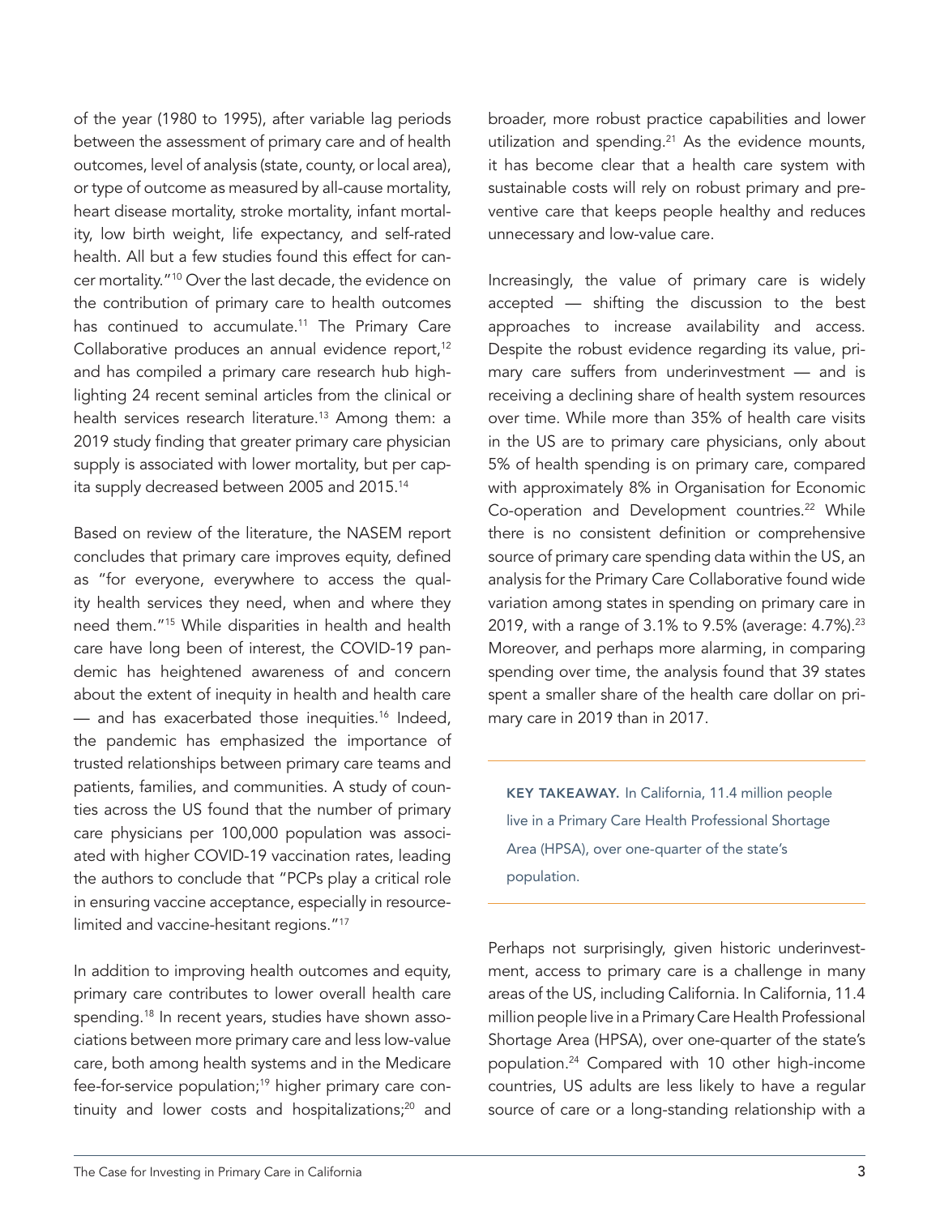of the year (1980 to 1995), after variable lag periods between the assessment of primary care and of health outcomes, level of analysis (state, county, or local area), or type of outcome as measured by all-cause mortality, heart disease mortality, stroke mortality, infant mortality, low birth weight, life expectancy, and self-rated health. All but a few studies found this effect for cancer mortality."[10] Over the last decade, the evidence on the contribution of primary care to health outcomes has continued to accumulate.[11] The Primary Care Collaborative produces an annual evidence report,[12] and has compiled a primary care research hub highlighting 24 recent seminal articles from the clinical or health services research literature.[13] Among them: a 2019 study finding that greater primary care physician supply is associated with lower mortality, but per capita supply decreased between 2005 and 2015.[14]

Based on review of the literature, the NASEM report concludes that primary care improves equity, defined as "for everyone, everywhere to access the quality health services they need, when and where they need them."[15] While disparities in health and health care have long been of interest, the COVID-19 pandemic has heightened awareness of and concern about the extent of inequity in health and health care — and has exacerbated those inequities.[16] Indeed, the pandemic has emphasized the importance of trusted relationships between primary care teams and patients, families, and communities. A study of counties across the US found that the number of primary care physicians per 100,000 population was associated with higher COVID-19 vaccination rates, leading the authors to conclude that "PCPs play a critical role in ensuring vaccine acceptance, especially in resource-limited and vaccine-hesitant regions."[17]

In addition to improving health outcomes and equity, primary care contributes to lower overall health care spending.[18] In recent years, studies have shown associations between more primary care and less low-value care, both among health systems and in the Medicare fee-for-service population;[19] higher primary care continuity and lower costs and hospitalizations;[20] and broader, more robust practice capabilities and lower utilization and spending.[21] As the evidence mounts, it has become clear that a health care system with sustainable costs will rely on robust primary and preventive care that keeps people healthy and reduces unnecessary and low-value care.

Increasingly, the value of primary care is widely accepted — shifting the discussion to the best approaches to increase availability and access. Despite the robust evidence regarding its value, primary care suffers from underinvestment — and is receiving a declining share of health system resources over time. While more than 35% of health care visits in the US are to primary care physicians, only about 5% of health spending is on primary care, compared with approximately 8% in Organisation for Economic Co-operation and Development countries.[22] While there is no consistent definition or comprehensive source of primary care spending data within the US, an analysis for the Primary Care Collaborative found wide variation among states in spending on primary care in 2019, with a range of 3.1% to 9.5% (average: 4.7%).[23] Moreover, and perhaps more alarming, in comparing spending over time, the analysis found that 39 states spent a smaller share of the health care dollar on primary care in 2019 than in 2017.

**KEY TAKEAWAY.** In California, 11.4 million people live in a Primary Care Health Professional Shortage Area (HPSA), over one-quarter of the state's population.

Perhaps not surprisingly, given historic underinvestment, access to primary care is a challenge in many areas of the US, including California. In California, 11.4 million people live in a Primary Care Health Professional Shortage Area (HPSA), over one-quarter of the state's population.[24] Compared with 10 other high-income countries, US adults are less likely to have a regular source of care or a long-standing relationship with a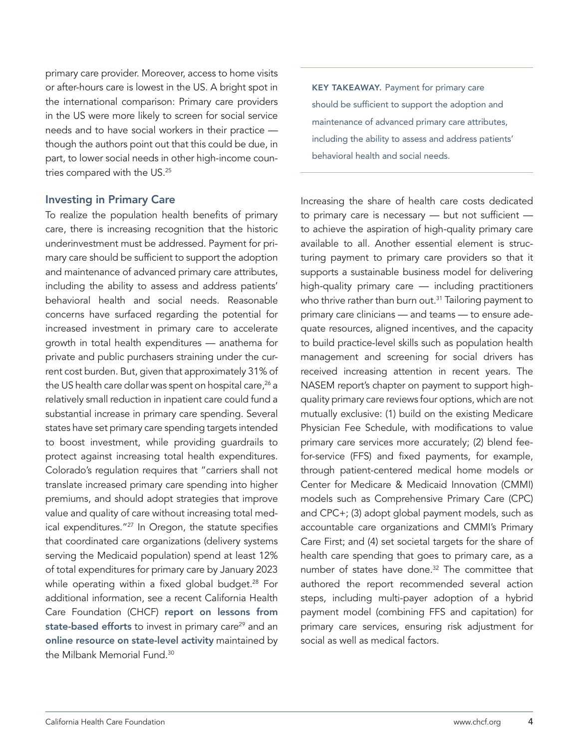primary care provider. Moreover, access to home visits or after-hours care is lowest in the US. A bright spot in the international comparison: Primary care providers in the US were more likely to screen for social service needs and to have social workers in their practice — though the authors point out that this could be due, in part, to lower social needs in other high-income countries compared with the US.[25]

## Investing in Primary Care

To realize the population health benefits of primary care, there is increasing recognition that the historic underinvestment must be addressed. Payment for primary care should be sufficient to support the adoption and maintenance of advanced primary care attributes, including the ability to assess and address patients' behavioral health and social needs. Reasonable concerns have surfaced regarding the potential for increased investment in primary care to accelerate growth in total health expenditures — anathema for private and public purchasers straining under the current cost burden. But, given that approximately 31% of the US health care dollar was spent on hospital care,[26] a relatively small reduction in inpatient care could fund a substantial increase in primary care spending. Several states have set primary care spending targets intended to boost investment, while providing guardrails to protect against increasing total health expenditures. Colorado's regulation requires that "carriers shall not translate increased primary care spending into higher premiums, and should adopt strategies that improve value and quality of care without increasing total medical expenditures."[27] In Oregon, the statute specifies that coordinated care organizations (delivery systems serving the Medicaid population) spend at least 12% of total expenditures for primary care by January 2023 while operating within a fixed global budget.[28] For additional information, see a recent California Health Care Foundation (CHCF) **report on lessons from state-based efforts** to invest in primary care[29] and an **online resource on state-level activity** maintained by the Milbank Memorial Fund.[30]

**KEY TAKEAWAY.** Payment for primary care should be sufficient to support the adoption and maintenance of advanced primary care attributes, including the ability to assess and address patients' behavioral health and social needs.

Increasing the share of health care costs dedicated to primary care is necessary — but not sufficient — to achieve the aspiration of high-quality primary care available to all. Another essential element is structuring payment to primary care providers so that it supports a sustainable business model for delivering high-quality primary care — including practitioners who thrive rather than burn out.[31] Tailoring payment to primary care clinicians — and teams — to ensure adequate resources, aligned incentives, and the capacity to build practice-level skills such as population health management and screening for social drivers has received increasing attention in recent years. The NASEM report's chapter on payment to support high-quality primary care reviews four options, which are not mutually exclusive: (1) build on the existing Medicare Physician Fee Schedule, with modifications to value primary care services more accurately; (2) blend fee-for-service (FFS) and fixed payments, for example, through patient-centered medical home models or Center for Medicare & Medicaid Innovation (CMMI) models such as Comprehensive Primary Care (CPC) and CPC+; (3) adopt global payment models, such as accountable care organizations and CMMI's Primary Care First; and (4) set societal targets for the share of health care spending that goes to primary care, as a number of states have done.[32] The committee that authored the report recommended several action steps, including multi-payer adoption of a hybrid payment model (combining FFS and capitation) for primary care services, ensuring risk adjustment for social as well as medical factors.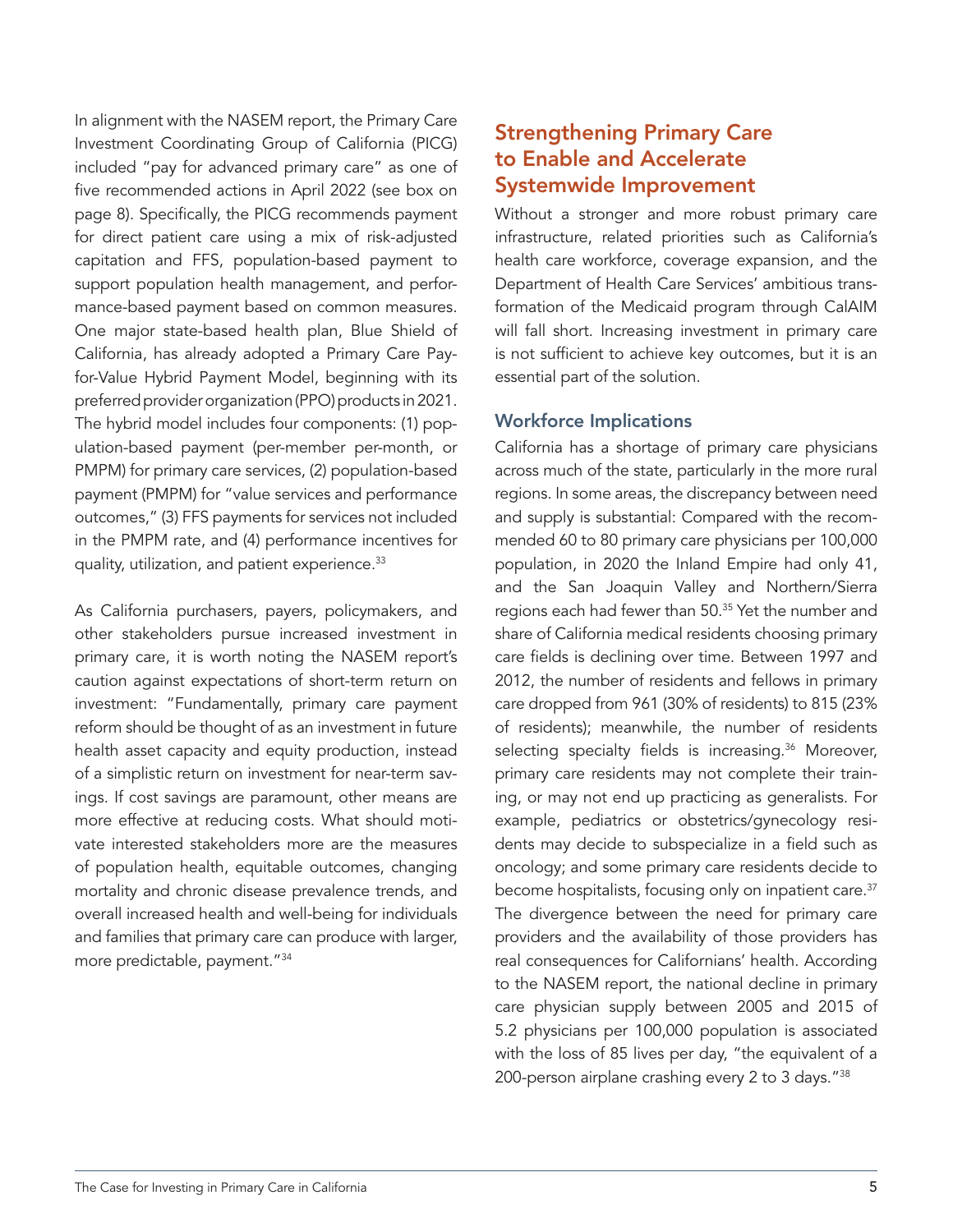In alignment with the NASEM report, the Primary Care Investment Coordinating Group of California (PICG) included "pay for advanced primary care" as one of five recommended actions in April 2022 (see box on page 8). Specifically, the PICG recommends payment for direct patient care using a mix of risk-adjusted capitation and FFS, population-based payment to support population health management, and performance-based payment based on common measures. One major state-based health plan, Blue Shield of California, has already adopted a Primary Care Pay-for-Value Hybrid Payment Model, beginning with its preferred provider organization (PPO) products in 2021. The hybrid model includes four components: (1) population-based payment (per-member per-month, or PMPM) for primary care services, (2) population-based payment (PMPM) for "value services and performance outcomes," (3) FFS payments for services not included in the PMPM rate, and (4) performance incentives for quality, utilization, and patient experience.[33]

As California purchasers, payers, policymakers, and other stakeholders pursue increased investment in primary care, it is worth noting the NASEM report's caution against expectations of short-term return on investment: "Fundamentally, primary care payment reform should be thought of as an investment in future health asset capacity and equity production, instead of a simplistic return on investment for near-term savings. If cost savings are paramount, other means are more effective at reducing costs. What should motivate interested stakeholders more are the measures of population health, equitable outcomes, changing mortality and chronic disease prevalence trends, and overall increased health and well-being for individuals and families that primary care can produce with larger, more predictable, payment."[34]

## Strengthening Primary Care to Enable and Accelerate Systemwide Improvement

Without a stronger and more robust primary care infrastructure, related priorities such as California's health care workforce, coverage expansion, and the Department of Health Care Services' ambitious transformation of the Medicaid program through CalAIM will fall short. Increasing investment in primary care is not sufficient to achieve key outcomes, but it is an essential part of the solution.

### Workforce Implications

California has a shortage of primary care physicians across much of the state, particularly in the more rural regions. In some areas, the discrepancy between need and supply is substantial: Compared with the recommended 60 to 80 primary care physicians per 100,000 population, in 2020 the Inland Empire had only 41, and the San Joaquin Valley and Northern/Sierra regions each had fewer than 50.[35] Yet the number and share of California medical residents choosing primary care fields is declining over time. Between 1997 and 2012, the number of residents and fellows in primary care dropped from 961 (30% of residents) to 815 (23% of residents); meanwhile, the number of residents selecting specialty fields is increasing.[36] Moreover, primary care residents may not complete their training, or may not end up practicing as generalists. For example, pediatrics or obstetrics/gynecology residents may decide to subspecialize in a field such as oncology; and some primary care residents decide to become hospitalists, focusing only on inpatient care.[37] The divergence between the need for primary care providers and the availability of those providers has real consequences for Californians' health. According to the NASEM report, the national decline in primary care physician supply between 2005 and 2015 of 5.2 physicians per 100,000 population is associated with the loss of 85 lives per day, "the equivalent of a 200-person airplane crashing every 2 to 3 days."[38]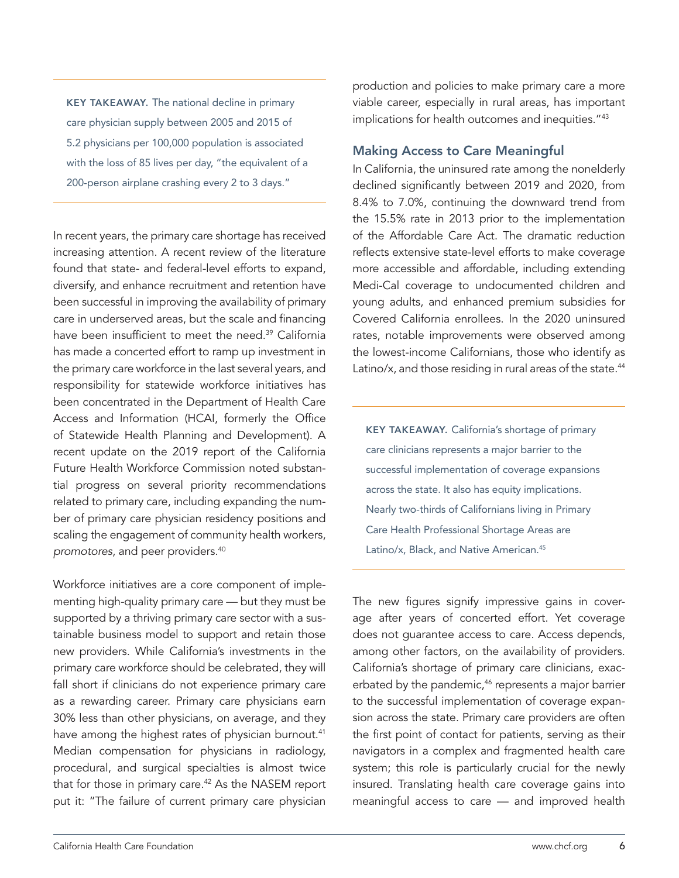**KEY TAKEAWAY.** The national decline in primary care physician supply between 2005 and 2015 of 5.2 physicians per 100,000 population is associated with the loss of 85 lives per day, "the equivalent of a 200-person airplane crashing every 2 to 3 days."

In recent years, the primary care shortage has received increasing attention. A recent review of the literature found that state- and federal-level efforts to expand, diversify, and enhance recruitment and retention have been successful in improving the availability of primary care in underserved areas, but the scale and financing have been insufficient to meet the need.[39] California has made a concerted effort to ramp up investment in the primary care workforce in the last several years, and responsibility for statewide workforce initiatives has been concentrated in the Department of Health Care Access and Information (HCAI, formerly the Office of Statewide Health Planning and Development). A recent update on the 2019 report of the California Future Health Workforce Commission noted substantial progress on several priority recommendations related to primary care, including expanding the number of primary care physician residency positions and scaling the engagement of community health workers, *promotores*, and peer providers.[40]

Workforce initiatives are a core component of implementing high-quality primary care — but they must be supported by a thriving primary care sector with a sustainable business model to support and retain those new providers. While California's investments in the primary care workforce should be celebrated, they will fall short if clinicians do not experience primary care as a rewarding career. Primary care physicians earn 30% less than other physicians, on average, and they have among the highest rates of physician burnout.[41] Median compensation for physicians in radiology, procedural, and surgical specialties is almost twice that for those in primary care.[42] As the NASEM report put it: "The failure of current primary care physician production and policies to make primary care a more viable career, especially in rural areas, has important implications for health outcomes and inequities."[43]

## Making Access to Care Meaningful

In California, the uninsured rate among the nonelderly declined significantly between 2019 and 2020, from 8.4% to 7.0%, continuing the downward trend from the 15.5% rate in 2013 prior to the implementation of the Affordable Care Act. The dramatic reduction reflects extensive state-level efforts to make coverage more accessible and affordable, including extending Medi-Cal coverage to undocumented children and young adults, and enhanced premium subsidies for Covered California enrollees. In the 2020 uninsured rates, notable improvements were observed among the lowest-income Californians, those who identify as Latino/x, and those residing in rural areas of the state.[44]

**KEY TAKEAWAY.** California's shortage of primary care clinicians represents a major barrier to the successful implementation of coverage expansions across the state. It also has equity implications. Nearly two-thirds of Californians living in Primary Care Health Professional Shortage Areas are Latino/x, Black, and Native American.[45]

The new figures signify impressive gains in coverage after years of concerted effort. Yet coverage does not guarantee access to care. Access depends, among other factors, on the availability of providers. California's shortage of primary care clinicians, exacerbated by the pandemic,[46] represents a major barrier to the successful implementation of coverage expansion across the state. Primary care providers are often the first point of contact for patients, serving as their navigators in a complex and fragmented health care system; this role is particularly crucial for the newly insured. Translating health care coverage gains into meaningful access to care — and improved health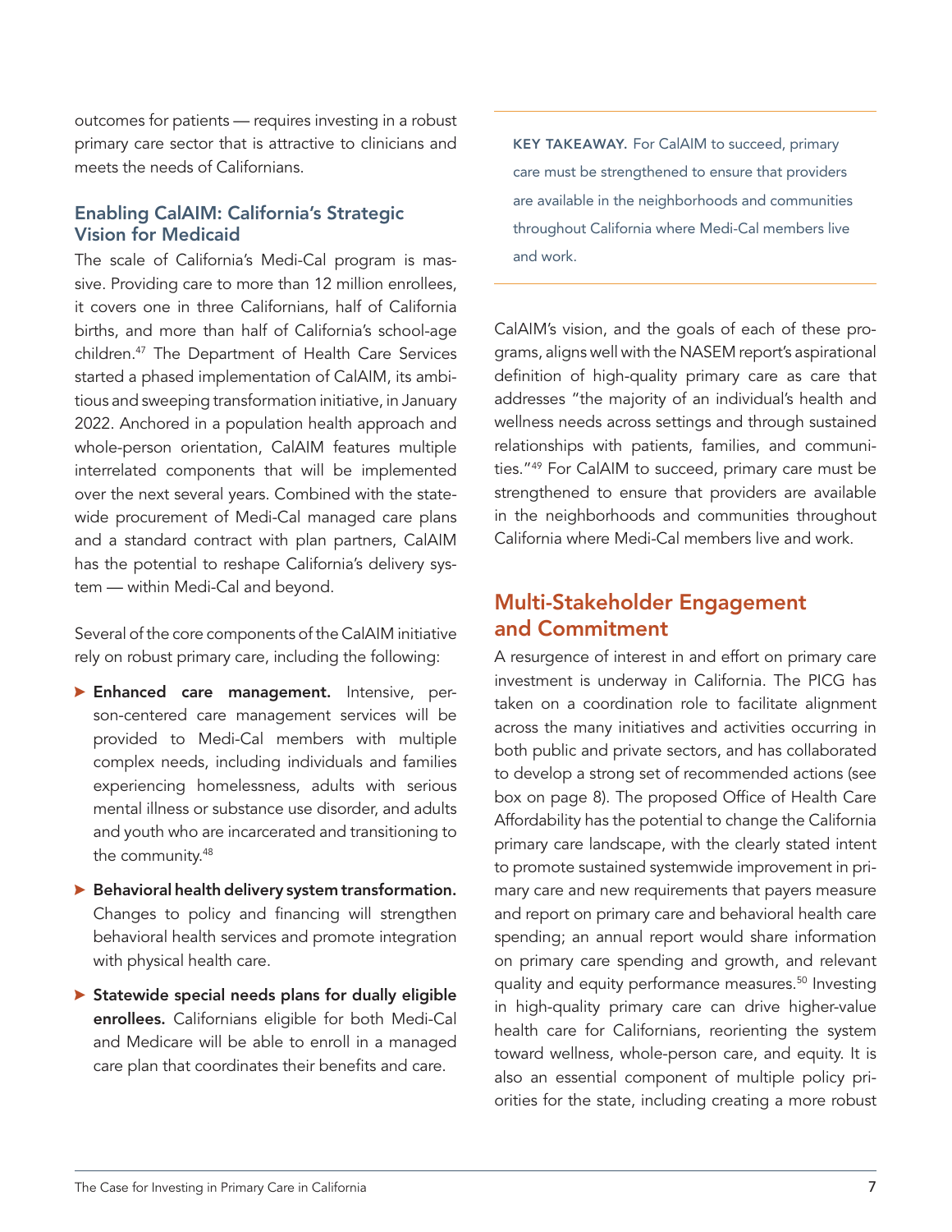outcomes for patients — requires investing in a robust primary care sector that is attractive to clinicians and meets the needs of Californians.

### Enabling CalAIM: California's Strategic Vision for Medicaid

The scale of California's Medi-Cal program is massive. Providing care to more than 12 million enrollees, it covers one in three Californians, half of California births, and more than half of California's school-age children.[47] The Department of Health Care Services started a phased implementation of CalAIM, its ambitious and sweeping transformation initiative, in January 2022. Anchored in a population health approach and whole-person orientation, CalAIM features multiple interrelated components that will be implemented over the next several years. Combined with the statewide procurement of Medi-Cal managed care plans and a standard contract with plan partners, CalAIM has the potential to reshape California's delivery system — within Medi-Cal and beyond.

Several of the core components of the CalAIM initiative rely on robust primary care, including the following:

- **Enhanced care management.** Intensive, person-centered care management services will be provided to Medi-Cal members with multiple complex needs, including individuals and families experiencing homelessness, adults with serious mental illness or substance use disorder, and adults and youth who are incarcerated and transitioning to the community.[48]
- **Behavioral health delivery system transformation.** Changes to policy and financing will strengthen behavioral health services and promote integration with physical health care.
- **Statewide special needs plans for dually eligible enrollees.** Californians eligible for both Medi-Cal and Medicare will be able to enroll in a managed care plan that coordinates their benefits and care.

**KEY TAKEAWAY.** For CalAIM to succeed, primary care must be strengthened to ensure that providers are available in the neighborhoods and communities throughout California where Medi-Cal members live and work.

CalAIM's vision, and the goals of each of these programs, aligns well with the NASEM report's aspirational definition of high-quality primary care as care that addresses "the majority of an individual's health and wellness needs across settings and through sustained relationships with patients, families, and communities."[49] For CalAIM to succeed, primary care must be strengthened to ensure that providers are available in the neighborhoods and communities throughout California where Medi-Cal members live and work.

## Multi-Stakeholder Engagement and Commitment

A resurgence of interest in and effort on primary care investment is underway in California. The PICG has taken on a coordination role to facilitate alignment across the many initiatives and activities occurring in both public and private sectors, and has collaborated to develop a strong set of recommended actions (see box on page 8). The proposed Office of Health Care Affordability has the potential to change the California primary care landscape, with the clearly stated intent to promote sustained systemwide improvement in primary care and new requirements that payers measure and report on primary care and behavioral health care spending; an annual report would share information on primary care spending and growth, and relevant quality and equity performance measures.[50] Investing in high-quality primary care can drive higher-value health care for Californians, reorienting the system toward wellness, whole-person care, and equity. It is also an essential component of multiple policy priorities for the state, including creating a more robust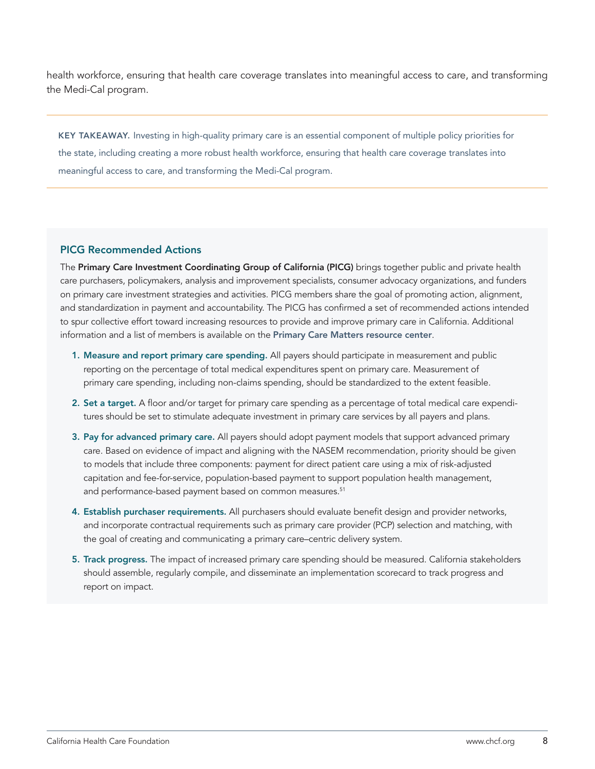health workforce, ensuring that health care coverage translates into meaningful access to care, and transforming the Medi-Cal program.

---

**KEY TAKEAWAY.** Investing in high-quality primary care is an essential component of multiple policy priorities for the state, including creating a more robust health workforce, ensuring that health care coverage translates into meaningful access to care, and transforming the Medi-Cal program.

---

### PICG Recommended Actions

The **Primary Care Investment Coordinating Group of California (PICG)** brings together public and private health care purchasers, policymakers, analysis and improvement specialists, consumer advocacy organizations, and funders on primary care investment strategies and activities. PICG members share the goal of promoting action, alignment, and standardization in payment and accountability. The PICG has confirmed a set of recommended actions intended to spur collective effort toward increasing resources to provide and improve primary care in California. Additional information and a list of members is available on the **Primary Care Matters resource center**.

1. **Measure and report primary care spending.** All payers should participate in measurement and public reporting on the percentage of total medical expenditures spent on primary care. Measurement of primary care spending, including non-claims spending, should be standardized to the extent feasible.
2. **Set a target.** A floor and/or target for primary care spending as a percentage of total medical care expenditures should be set to stimulate adequate investment in primary care services by all payers and plans.
3. **Pay for advanced primary care.** All payers should adopt payment models that support advanced primary care. Based on evidence of impact and aligning with the NASEM recommendation, priority should be given to models that include three components: payment for direct patient care using a mix of risk-adjusted capitation and fee-for-service, population-based payment to support population health management, and performance-based payment based on common measures.[51]
4. **Establish purchaser requirements.** All purchasers should evaluate benefit design and provider networks, and incorporate contractual requirements such as primary care provider (PCP) selection and matching, with the goal of creating and communicating a primary care–centric delivery system.
5. **Track progress.** The impact of increased primary care spending should be measured. California stakeholders should assemble, regularly compile, and disseminate an implementation scorecard to track progress and report on impact.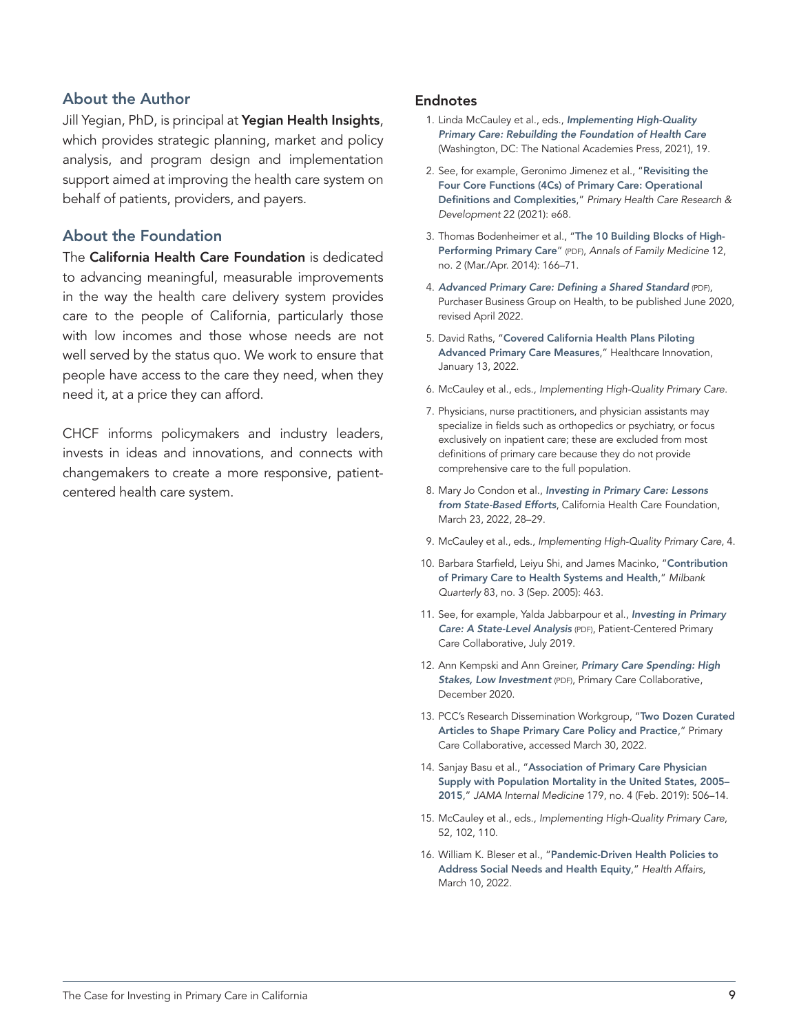## About the Author

Jill Yegian, PhD, is principal at **Yegian Health Insights**, which provides strategic planning, market and policy analysis, and program design and implementation support aimed at improving the health care system on behalf of patients, providers, and payers.

## About the Foundation

The **California Health Care Foundation** is dedicated to advancing meaningful, measurable improvements in the way the health care delivery system provides care to the people of California, particularly those with low incomes and those whose needs are not well served by the status quo. We work to ensure that people have access to the care they need, when they need it, at a price they can afford.

CHCF informs policymakers and industry leaders, invests in ideas and innovations, and connects with changemakers to create a more responsive, patient-centered health care system.

## Endnotes

1. Linda McCauley et al., eds., ***Implementing High-Quality Primary Care: Rebuilding the Foundation of Health Care*** (Washington, DC: The National Academies Press, 2021), 19.
2. See, for example, Geronimo Jimenez et al., "**Revisiting the Four Core Functions (4Cs) of Primary Care: Operational Definitions and Complexities**," *Primary Health Care Research & Development* 22 (2021): e68.
3. Thomas Bodenheimer et al., "**The 10 Building Blocks of High-Performing Primary Care**" (PDF), *Annals of Family Medicine* 12, no. 2 (Mar./Apr. 2014): 166–71.
4. ***Advanced Primary Care: Defining a Shared Standard*** (PDF), Purchaser Business Group on Health, to be published June 2020, revised April 2022.
5. David Raths, "**Covered California Health Plans Piloting Advanced Primary Care Measures**," Healthcare Innovation, January 13, 2022.
6. McCauley et al., eds., *Implementing High-Quality Primary Care*.
7. Physicians, nurse practitioners, and physician assistants may specialize in fields such as orthopedics or psychiatry, or focus exclusively on inpatient care; these are excluded from most definitions of primary care because they do not provide comprehensive care to the full population.
8. Mary Jo Condon et al., ***Investing in Primary Care: Lessons from State-Based Efforts***, California Health Care Foundation, March 23, 2022, 28–29.
9. McCauley et al., eds., *Implementing High-Quality Primary Care*, 4.
10. Barbara Starfield, Leiyu Shi, and James Macinko, "**Contribution of Primary Care to Health Systems and Health**," *Milbank Quarterly* 83, no. 3 (Sep. 2005): 463.
11. See, for example, Yalda Jabbarpour et al., ***Investing in Primary Care: A State-Level Analysis*** (PDF), Patient-Centered Primary Care Collaborative, July 2019.
12. Ann Kempski and Ann Greiner, ***Primary Care Spending: High Stakes, Low Investment*** (PDF), Primary Care Collaborative, December 2020.
13. PCC's Research Dissemination Workgroup, "**Two Dozen Curated Articles to Shape Primary Care Policy and Practice**," Primary Care Collaborative, accessed March 30, 2022.
14. Sanjay Basu et al., "**Association of Primary Care Physician Supply with Population Mortality in the United States, 2005–2015**," *JAMA Internal Medicine* 179, no. 4 (Feb. 2019): 506–14.
15. McCauley et al., eds., *Implementing High-Quality Primary Care*, 52, 102, 110.
16. William K. Bleser et al., "**Pandemic-Driven Health Policies to Address Social Needs and Health Equity**," *Health Affairs*, March 10, 2022.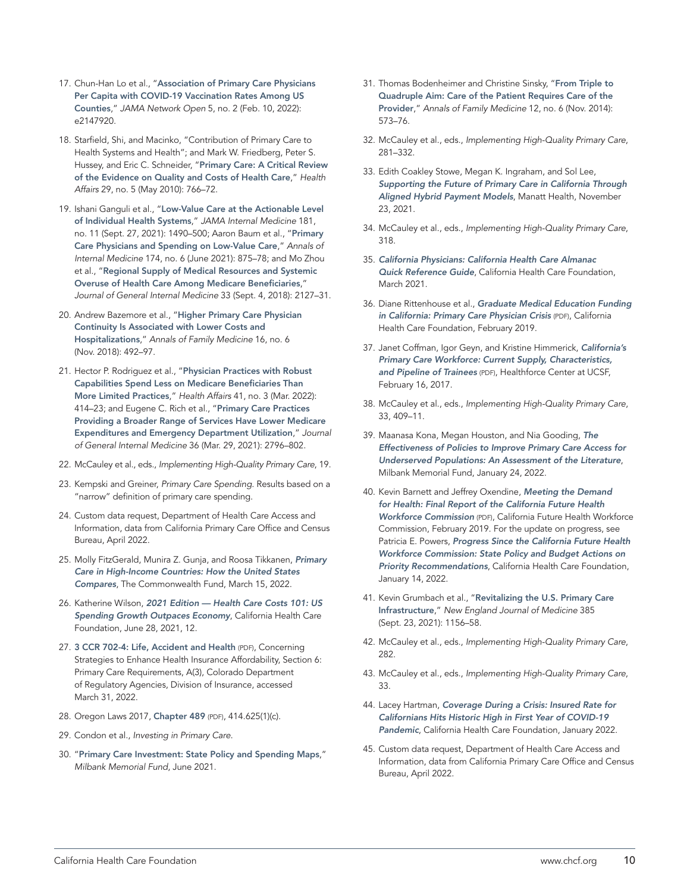17. Chun-Han Lo et al., "**Association of Primary Care Physicians Per Capita with COVID-19 Vaccination Rates Among US Counties**," *JAMA Network Open* 5, no. 2 (Feb. 10, 2022): e2147920.

18. Starfield, Shi, and Macinko, "Contribution of Primary Care to Health Systems and Health"; and Mark W. Friedberg, Peter S. Hussey, and Eric C. Schneider, "**Primary Care: A Critical Review of the Evidence on Quality and Costs of Health Care**," *Health Affairs* 29, no. 5 (May 2010): 766–72.

19. Ishani Ganguli et al., "**Low-Value Care at the Actionable Level of Individual Health Systems**," *JAMA Internal Medicine* 181, no. 11 (Sept. 27, 2021): 1490–500; Aaron Baum et al., "**Primary Care Physicians and Spending on Low-Value Care**," *Annals of Internal Medicine* 174, no. 6 (June 2021): 875–78; and Mo Zhou et al., "**Regional Supply of Medical Resources and Systemic Overuse of Health Care Among Medicare Beneficiaries**," *Journal of General Internal Medicine* 33 (Sept. 4, 2018): 2127–31.

20. Andrew Bazemore et al., "**Higher Primary Care Physician Continuity Is Associated with Lower Costs and Hospitalizations**," *Annals of Family Medicine* 16, no. 6 (Nov. 2018): 492–97.

21. Hector P. Rodriguez et al., "**Physician Practices with Robust Capabilities Spend Less on Medicare Beneficiaries Than More Limited Practices**," *Health Affairs* 41, no. 3 (Mar. 2022): 414–23; and Eugene C. Rich et al., "**Primary Care Practices Providing a Broader Range of Services Have Lower Medicare Expenditures and Emergency Department Utilization**," *Journal of General Internal Medicine* 36 (Mar. 29, 2021): 2796–802.

22. McCauley et al., eds., *Implementing High-Quality Primary Care*, 19.

23. Kempski and Greiner, *Primary Care Spending*. Results based on a "narrow" definition of primary care spending.

24. Custom data request, Department of Health Care Access and Information, data from California Primary Care Office and Census Bureau, April 2022.

25. Molly FitzGerald, Munira Z. Gunja, and Roosa Tikkanen, ***Primary Care in High-Income Countries: How the United States Compares***, The Commonwealth Fund, March 15, 2022.

26. Katherine Wilson, ***2021 Edition — Health Care Costs 101: US Spending Growth Outpaces Economy***, California Health Care Foundation, June 28, 2021, 12.

27. **3 CCR 702-4: Life, Accident and Health** (PDF), Concerning Strategies to Enhance Health Insurance Affordability, Section 6: Primary Care Requirements, A(3), Colorado Department of Regulatory Agencies, Division of Insurance, accessed March 31, 2022.

28. Oregon Laws 2017, **Chapter 489** (PDF), 414.625(1)(c).

29. Condon et al., *Investing in Primary Care*.

30. "**Primary Care Investment: State Policy and Spending Maps**," *Milbank Memorial Fund*, June 2021.

31. Thomas Bodenheimer and Christine Sinsky, "**From Triple to Quadruple Aim: Care of the Patient Requires Care of the Provider**," *Annals of Family Medicine* 12, no. 6 (Nov. 2014): 573–76.

32. McCauley et al., eds., *Implementing High-Quality Primary Care*, 281–332.

33. Edith Coakley Stowe, Megan K. Ingraham, and Sol Lee, ***Supporting the Future of Primary Care in California Through Aligned Hybrid Payment Models***, Manatt Health, November 23, 2021.

34. McCauley et al., eds., *Implementing High-Quality Primary Care*, 318.

35. ***California Physicians: California Health Care Almanac Quick Reference Guide***, California Health Care Foundation, March 2021.

36. Diane Rittenhouse et al., ***Graduate Medical Education Funding in California: Primary Care Physician Crisis*** (PDF), California Health Care Foundation, February 2019.

37. Janet Coffman, Igor Geyn, and Kristine Himmerick, ***California's Primary Care Workforce: Current Supply, Characteristics, and Pipeline of Trainees*** (PDF), Healthforce Center at UCSF, February 16, 2017.

38. McCauley et al., eds., *Implementing High-Quality Primary Care*, 33, 409–11.

39. Maanasa Kona, Megan Houston, and Nia Gooding, ***The Effectiveness of Policies to Improve Primary Care Access for Underserved Populations: An Assessment of the Literature***, Milbank Memorial Fund, January 24, 2022.

40. Kevin Barnett and Jeffrey Oxendine, ***Meeting the Demand for Health: Final Report of the California Future Health Workforce Commission*** (PDF), California Future Health Workforce Commission, February 2019. For the update on progress, see Patricia E. Powers, ***Progress Since the California Future Health Workforce Commission: State Policy and Budget Actions on Priority Recommendations***, California Health Care Foundation, January 14, 2022.

41. Kevin Grumbach et al., "**Revitalizing the U.S. Primary Care Infrastructure**," *New England Journal of Medicine* 385 (Sept. 23, 2021): 1156–58.

42. McCauley et al., eds., *Implementing High-Quality Primary Care*, 282.

43. McCauley et al., eds., *Implementing High-Quality Primary Care*, 33.

44. Lacey Hartman, ***Coverage During a Crisis: Insured Rate for Californians Hits Historic High in First Year of COVID-19 Pandemic***, California Health Care Foundation, January 2022.

45. Custom data request, Department of Health Care Access and Information, data from California Primary Care Office and Census Bureau, April 2022.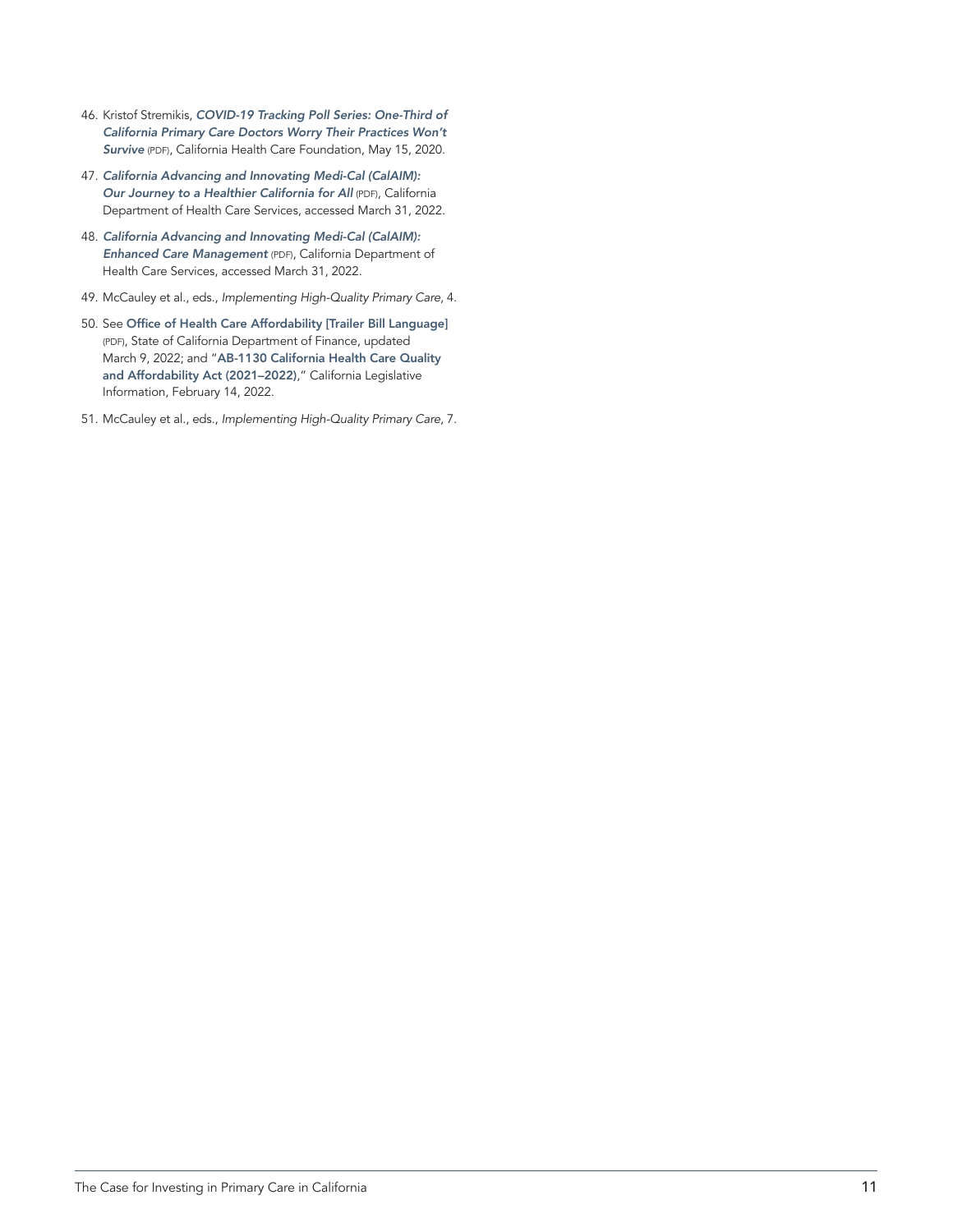46. Kristof Stremikis, ***COVID-19 Tracking Poll Series: One-Third of California Primary Care Doctors Worry Their Practices Won't Survive*** (PDF), California Health Care Foundation, May 15, 2020.

47. ***California Advancing and Innovating Medi-Cal (CalAIM): Our Journey to a Healthier California for All*** (PDF), California Department of Health Care Services, accessed March 31, 2022.

48. ***California Advancing and Innovating Medi-Cal (CalAIM): Enhanced Care Management*** (PDF), California Department of Health Care Services, accessed March 31, 2022.

49. McCauley et al., eds., *Implementing High-Quality Primary Care*, 4.

50. See **Office of Health Care Affordability [Trailer Bill Language]** (PDF), State of California Department of Finance, updated March 9, 2022; and "**AB-1130 California Health Care Quality and Affordability Act (2021–2022)**," California Legislative Information, February 14, 2022.

51. McCauley et al., eds., *Implementing High-Quality Primary Care*, 7.